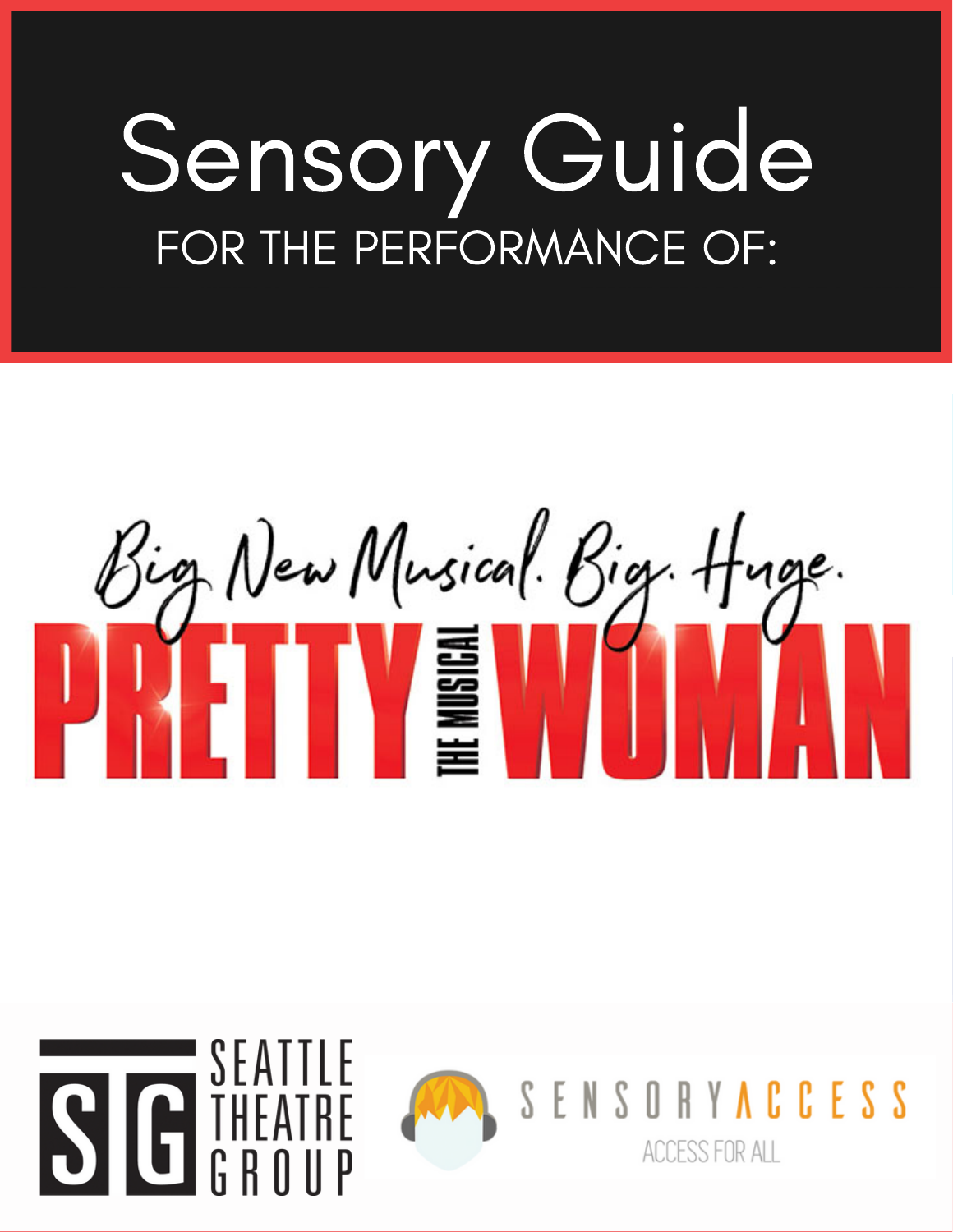# Sensory Guide

FOR THE PERFORMANCE OF:

Big New Musical. Big. Huge.

# PRETTY WOMAN THE MUSICAL

SEATTLE THEATRE GROUP

SENSORY ACCESS

ACCESS FOR ALL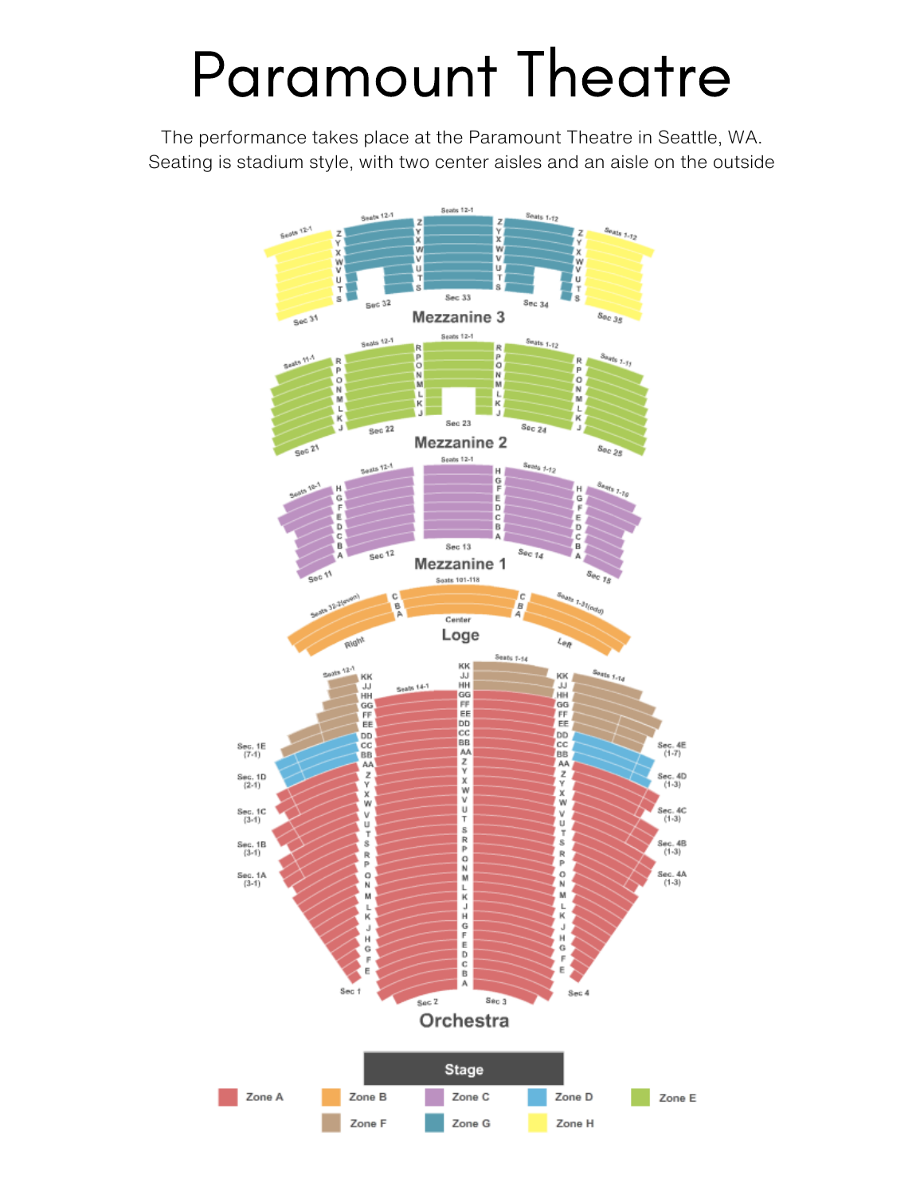# Paramount Theatre

The performance takes place at the Paramount Theatre in Seattle, WA.
Seating is stadium style, with two center aisles and an aisle on the outside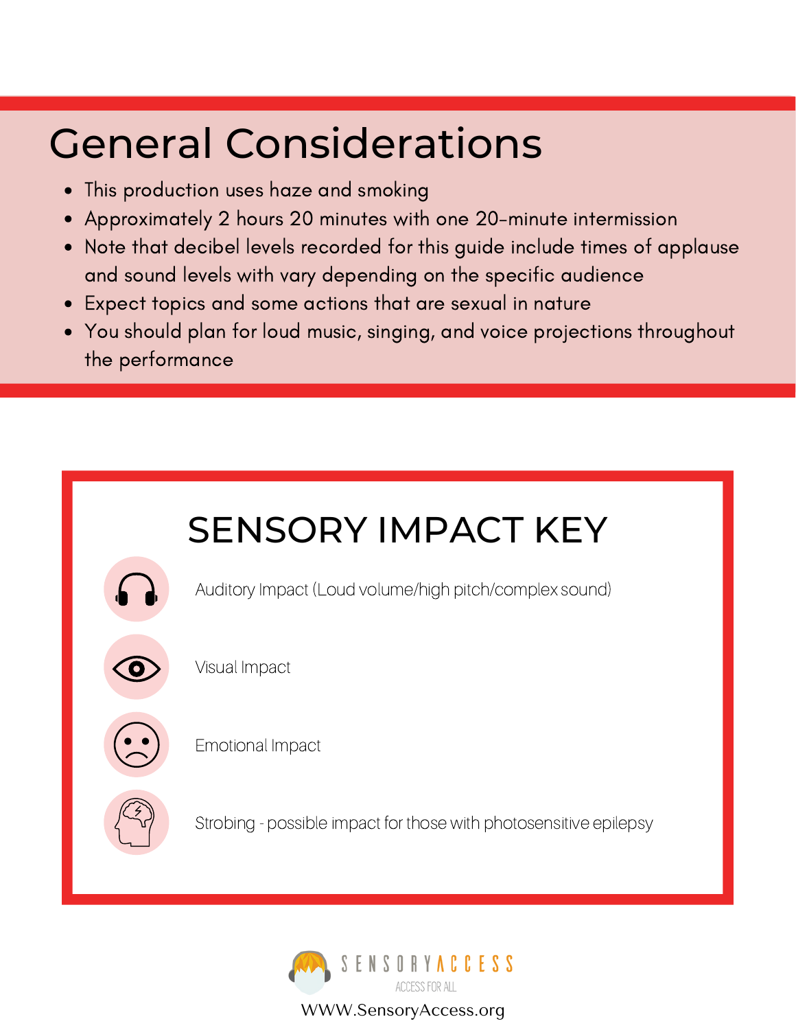# General Considerations

- This production uses haze and smoking
- Approximately 2 hours 20 minutes with one 20-minute intermission
- Note that decibel levels recorded for this guide include times of applause and sound levels with vary depending on the specific audience
- Expect topics and some actions that are sexual in nature
- You should plan for loud music, singing, and voice projections throughout the performance

## SENSORY IMPACT KEY

- Auditory Impact (Loud volume/high pitch/complex sound)
- Visual Impact
- Emotional Impact
- Strobing - possible impact for those with photosensitive epilepsy

SENSORY ACCESS

ACCESS FOR ALL

WWW.SensoryAccess.org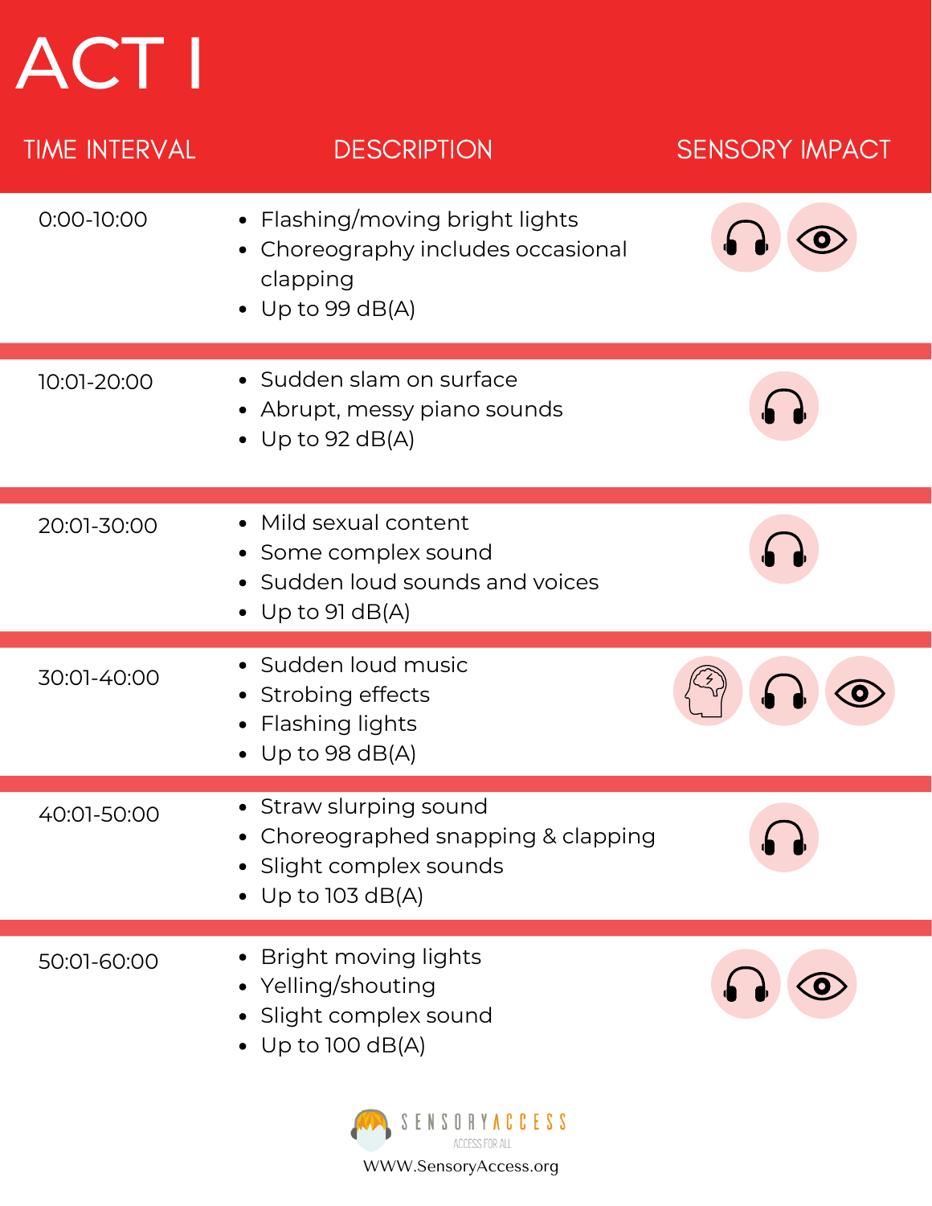# ACT I

| TIME INTERVAL | DESCRIPTION | SENSORY IMPACT |
| --- | --- | --- |
| 0:00-10:00 | • Flashing/moving bright lights<br>• Choreography includes occasional clapping<br>• Up to 99 dB(A) | Sound, Visual |
| 10:01-20:00 | • Sudden slam on surface<br>• Abrupt, messy piano sounds<br>• Up to 92 dB(A) | Sound |
| 20:01-30:00 | • Mild sexual content<br>• Some complex sound<br>• Sudden loud sounds and voices<br>• Up to 91 dB(A) | Sound |
| 30:01-40:00 | • Sudden loud music<br>• Strobing effects<br>• Flashing lights<br>• Up to 98 dB(A) | Mental, Sound, Visual |
| 40:01-50:00 | • Straw slurping sound<br>• Choreographed snapping & clapping<br>• Slight complex sounds<br>• Up to 103 dB(A) | Sound |
| 50:01-60:00 | • Bright moving lights<br>• Yelling/shouting<br>• Slight complex sound<br>• Up to 100 dB(A) | Sound, Visual |

SENSORY ACCESS
ACCESS FOR ALL
WWW.SensoryAccess.org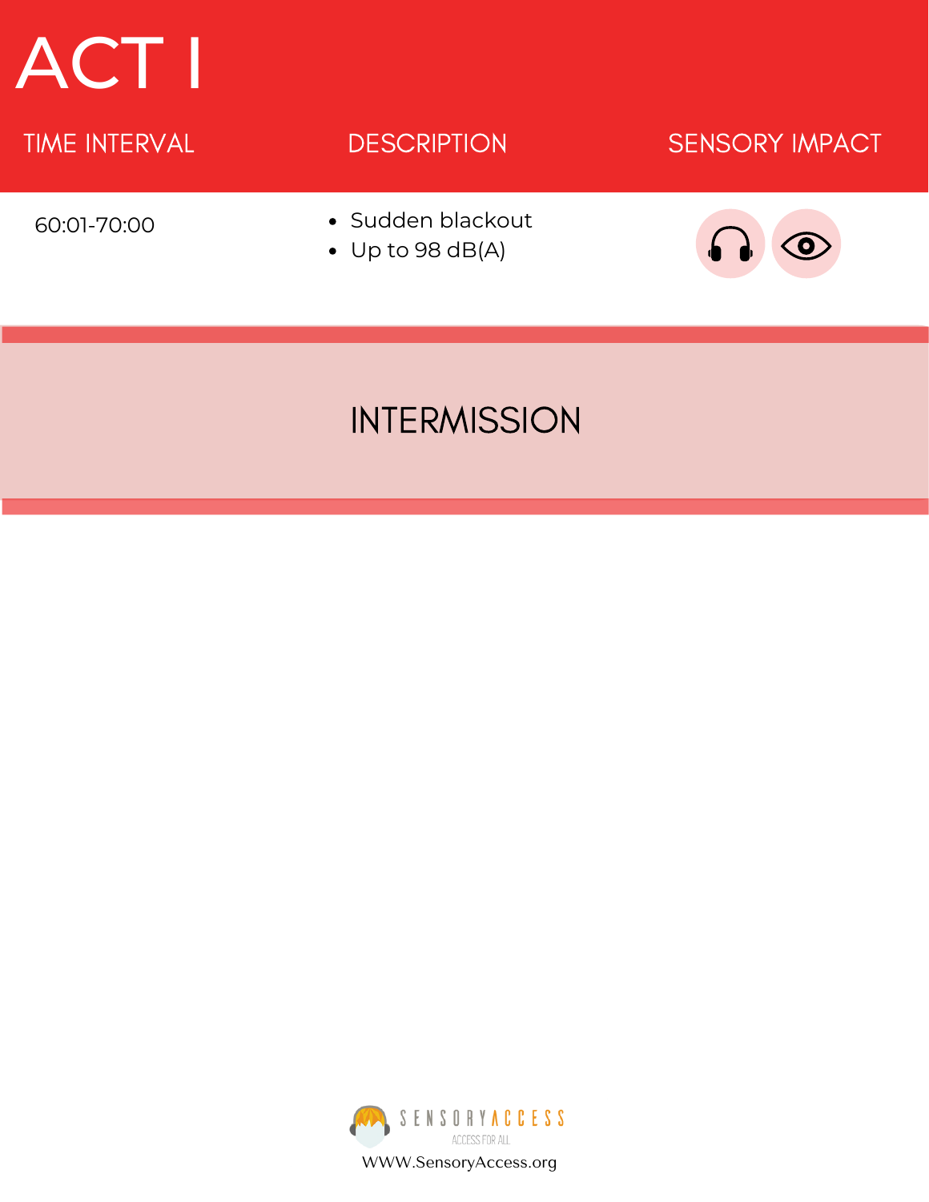# ACT I

| TIME INTERVAL | DESCRIPTION | SENSORY IMPACT |
| --- | --- | --- |
| 60:01-70:00 | • Sudden blackout<br>• Up to 98 dB(A) | |

## INTERMISSION

SENSORYACCESS
ACCESS FOR ALL
WWW.SensoryAccess.org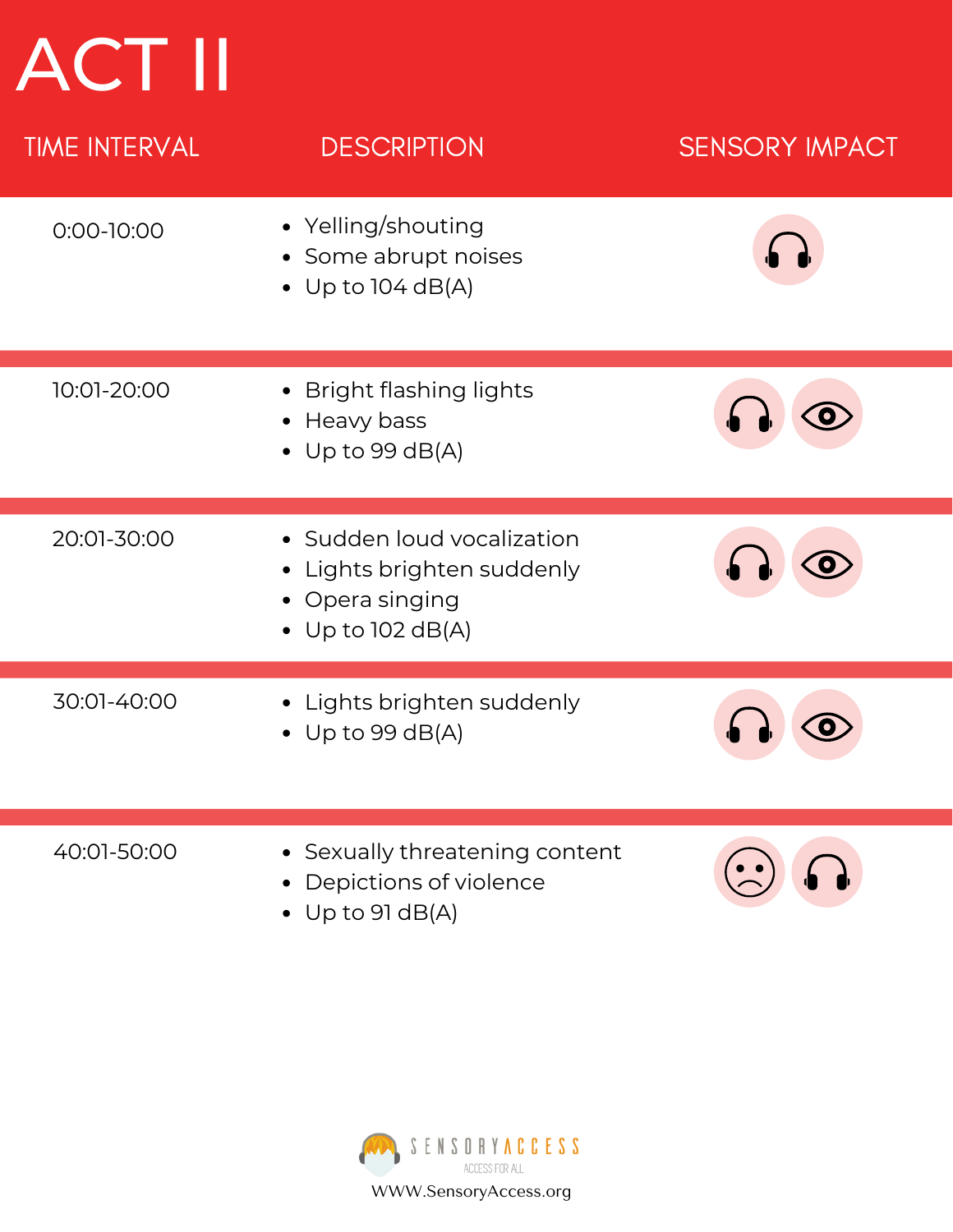# ACT II

| TIME INTERVAL | DESCRIPTION | SENSORY IMPACT |
|---|---|---|
| 0:00-10:00 | • Yelling/shouting<br>• Some abrupt noises<br>• Up to 104 dB(A) | Sound |
| 10:01-20:00 | • Bright flashing lights<br>• Heavy bass<br>• Up to 99 dB(A) | Sound, Visual |
| 20:01-30:00 | • Sudden loud vocalization<br>• Lights brighten suddenly<br>• Opera singing<br>• Up to 102 dB(A) | Sound, Visual |
| 30:01-40:00 | • Lights brighten suddenly<br>• Up to 99 dB(A) | Sound, Visual |
| 40:01-50:00 | • Sexually threatening content<br>• Depictions of violence<br>• Up to 91 dB(A) | Emotional, Sound |

SENSORY ACCESS
ACCESS FOR ALL
WWW.SensoryAccess.org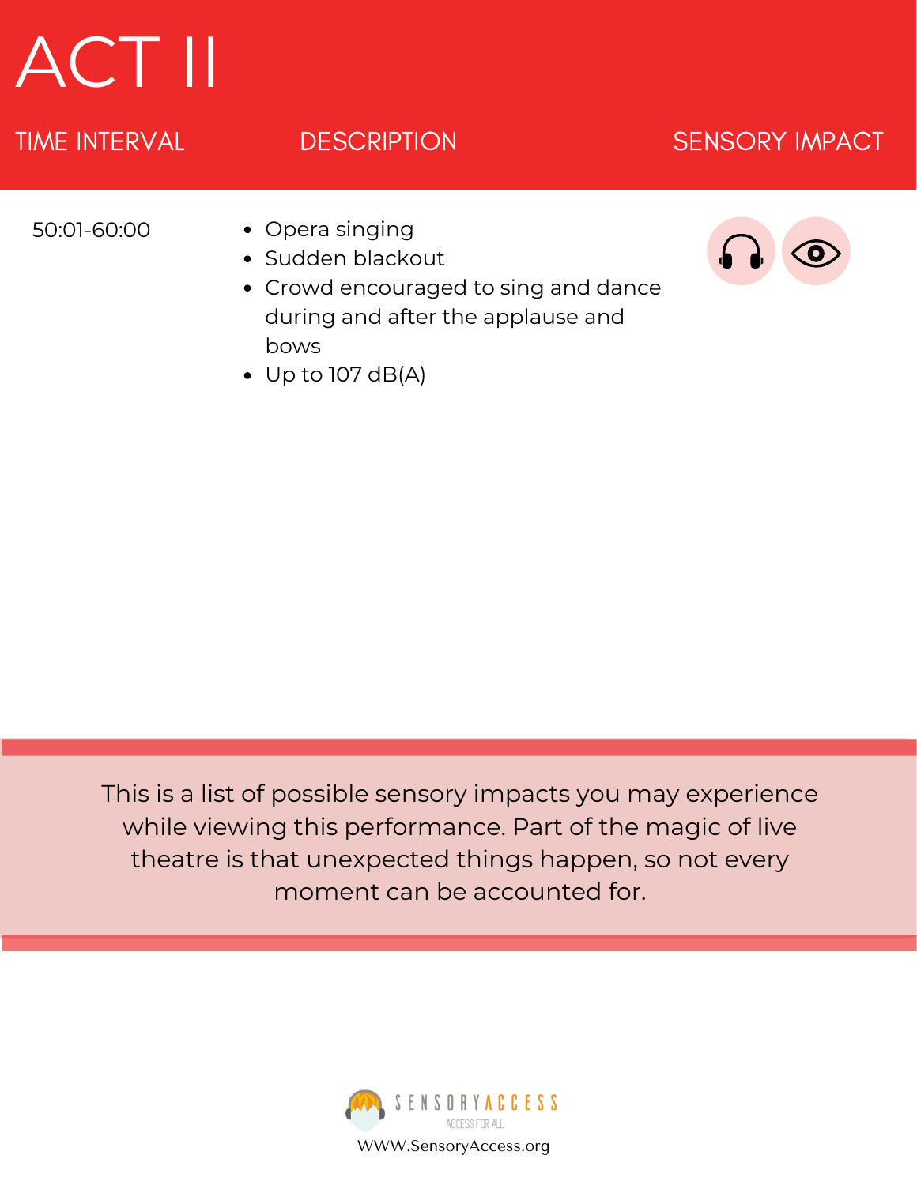# ACT II

| TIME INTERVAL | DESCRIPTION | SENSORY IMPACT |
|---|---|---|
| 50:01-60:00 | • Opera singing<br>• Sudden blackout<br>• Crowd encouraged to sing and dance during and after the applause and bows<br>• Up to 107 dB(A) | |

This is a list of possible sensory impacts you may experience while viewing this performance. Part of the magic of live theatre is that unexpected things happen, so not every moment can be accounted for.

SENSORY ACCESS
ACCESS FOR ALL
WWW.SensoryAccess.org